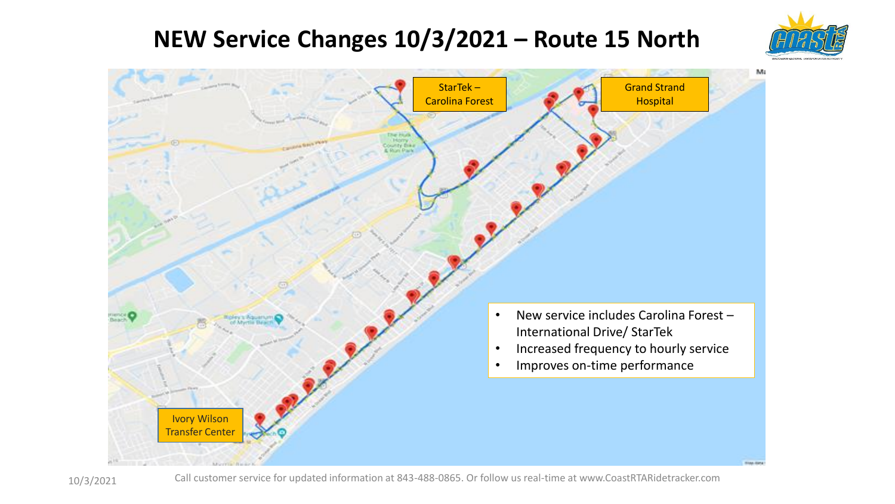# NEW Service Changes 10/3/2021 – Route 15 North

StarTek – Carolina Forest

Grand Strand Hospital

Ivory Wilson Transfer Center

- New service includes Carolina Forest – International Drive/ StarTek
- Increased frequency to hourly service
- Improves on-time performance

10/3/2021

Call customer service for updated information at 843-488-0865. Or follow us real-time at www.CoastRTARidetracker.com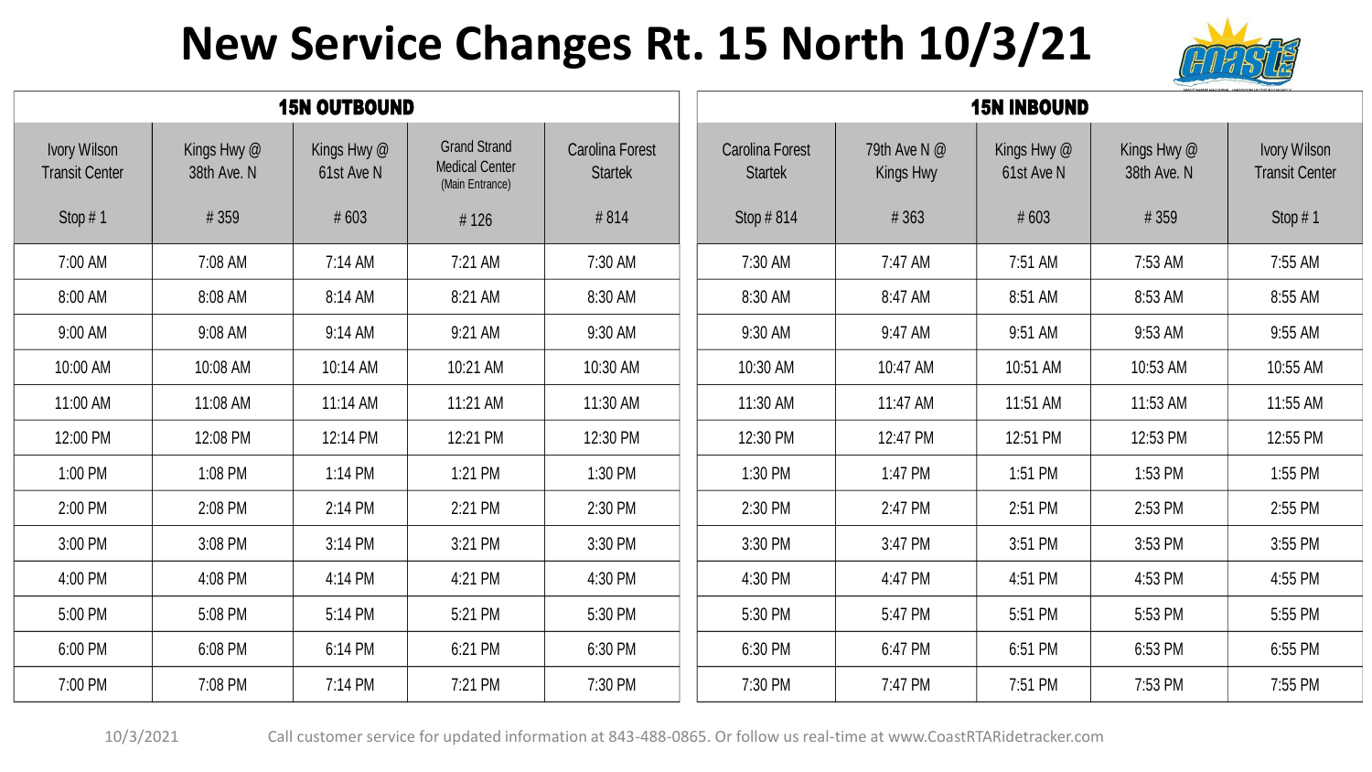# New Service Changes Rt. 15 North 10/3/21

| 15N OUTBOUND | | | | | 15N INBOUND | | | | |
|---|---|---|---|---|---|---|---|---|---|
| Ivory Wilson Transit Center | Kings Hwy @ 38th Ave. N | Kings Hwy @ 61st Ave N | Grand Strand Medical Center (Main Entrance) | Carolina Forest Startek | Carolina Forest Startek | 79th Ave N @ Kings Hwy | Kings Hwy @ 61st Ave N | Kings Hwy @ 38th Ave. N | Ivory Wilson Transit Center |
| Stop # 1 | # 359 | # 603 | # 126 | # 814 | Stop # 814 | # 363 | # 603 | # 359 | Stop # 1 |
| 7:00 AM | 7:08 AM | 7:14 AM | 7:21 AM | 7:30 AM | 7:30 AM | 7:47 AM | 7:51 AM | 7:53 AM | 7:55 AM |
| 8:00 AM | 8:08 AM | 8:14 AM | 8:21 AM | 8:30 AM | 8:30 AM | 8:47 AM | 8:51 AM | 8:53 AM | 8:55 AM |
| 9:00 AM | 9:08 AM | 9:14 AM | 9:21 AM | 9:30 AM | 9:30 AM | 9:47 AM | 9:51 AM | 9:53 AM | 9:55 AM |
| 10:00 AM | 10:08 AM | 10:14 AM | 10:21 AM | 10:30 AM | 10:30 AM | 10:47 AM | 10:51 AM | 10:53 AM | 10:55 AM |
| 11:00 AM | 11:08 AM | 11:14 AM | 11:21 AM | 11:30 AM | 11:30 AM | 11:47 AM | 11:51 AM | 11:53 AM | 11:55 AM |
| 12:00 PM | 12:08 PM | 12:14 PM | 12:21 PM | 12:30 PM | 12:30 PM | 12:47 PM | 12:51 PM | 12:53 PM | 12:55 PM |
| 1:00 PM | 1:08 PM | 1:14 PM | 1:21 PM | 1:30 PM | 1:30 PM | 1:47 PM | 1:51 PM | 1:53 PM | 1:55 PM |
| 2:00 PM | 2:08 PM | 2:14 PM | 2:21 PM | 2:30 PM | 2:30 PM | 2:47 PM | 2:51 PM | 2:53 PM | 2:55 PM |
| 3:00 PM | 3:08 PM | 3:14 PM | 3:21 PM | 3:30 PM | 3:30 PM | 3:47 PM | 3:51 PM | 3:53 PM | 3:55 PM |
| 4:00 PM | 4:08 PM | 4:14 PM | 4:21 PM | 4:30 PM | 4:30 PM | 4:47 PM | 4:51 PM | 4:53 PM | 4:55 PM |
| 5:00 PM | 5:08 PM | 5:14 PM | 5:21 PM | 5:30 PM | 5:30 PM | 5:47 PM | 5:51 PM | 5:53 PM | 5:55 PM |
| 6:00 PM | 6:08 PM | 6:14 PM | 6:21 PM | 6:30 PM | 6:30 PM | 6:47 PM | 6:51 PM | 6:53 PM | 6:55 PM |
| 7:00 PM | 7:08 PM | 7:14 PM | 7:21 PM | 7:30 PM | 7:30 PM | 7:47 PM | 7:51 PM | 7:53 PM | 7:55 PM |

10/3/2021

Call customer service for updated information at 843-488-0865. Or follow us real-time at www.CoastRTARidetracker.com